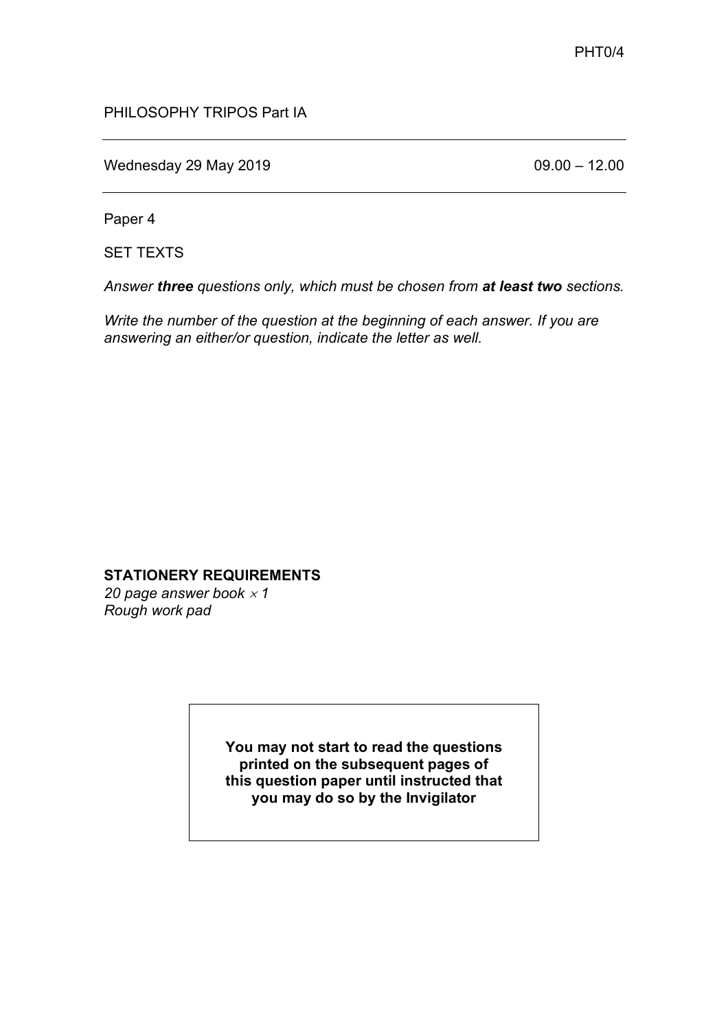PHT0/4

PHILOSOPHY TRIPOS Part IA

---

Wednesday 29 May 2019 09.00 – 12.00

---

Paper 4

SET TEXTS

*Answer **three** questions only, which must be chosen from **at least two** sections.*

*Write the number of the question at the beginning of each answer. If you are answering an either/or question, indicate the letter as well.*

**STATIONERY REQUIREMENTS**

*20 page answer book × 1*
*Rough work pad*

**You may not start to read the questions printed on the subsequent pages of this question paper until instructed that you may do so by the Invigilator**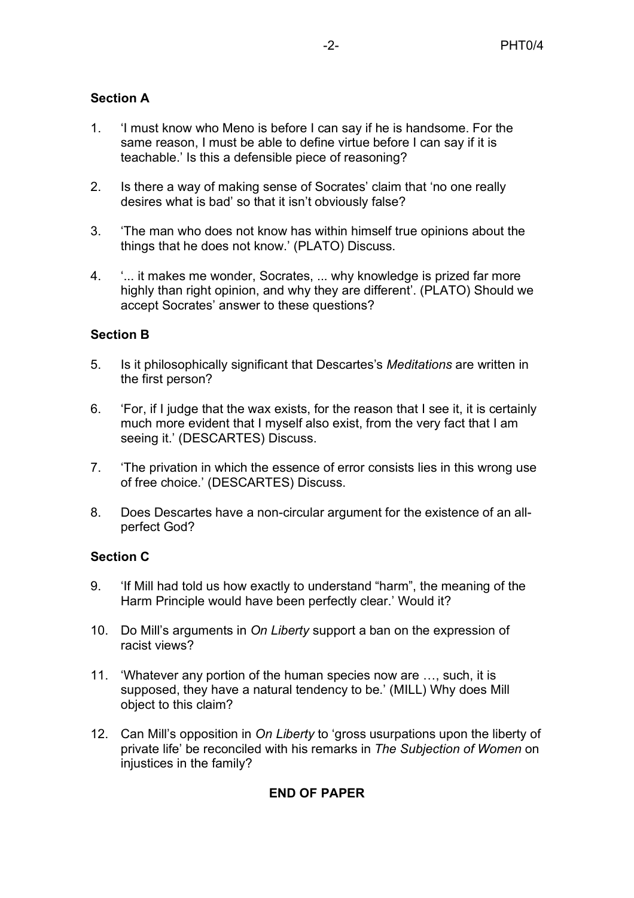## Section A

1. 'I must know who Meno is before I can say if he is handsome. For the same reason, I must be able to define virtue before I can say if it is teachable.' Is this a defensible piece of reasoning?

2. Is there a way of making sense of Socrates' claim that 'no one really desires what is bad' so that it isn't obviously false?

3. 'The man who does not know has within himself true opinions about the things that he does not know.' (PLATO) Discuss.

4. '... it makes me wonder, Socrates, ... why knowledge is prized far more highly than right opinion, and why they are different'. (PLATO) Should we accept Socrates' answer to these questions?

## Section B

5. Is it philosophically significant that Descartes's *Meditations* are written in the first person?

6. 'For, if I judge that the wax exists, for the reason that I see it, it is certainly much more evident that I myself also exist, from the very fact that I am seeing it.' (DESCARTES) Discuss.

7. 'The privation in which the essence of error consists lies in this wrong use of free choice.' (DESCARTES) Discuss.

8. Does Descartes have a non-circular argument for the existence of an all-perfect God?

## Section C

9. 'If Mill had told us how exactly to understand "harm", the meaning of the Harm Principle would have been perfectly clear.' Would it?

10. Do Mill's arguments in *On Liberty* support a ban on the expression of racist views?

11. 'Whatever any portion of the human species now are …, such, it is supposed, they have a natural tendency to be.' (MILL) Why does Mill object to this claim?

12. Can Mill's opposition in *On Liberty* to 'gross usurpations upon the liberty of private life' be reconciled with his remarks in *The Subjection of Women* on injustices in the family?

**END OF PAPER**